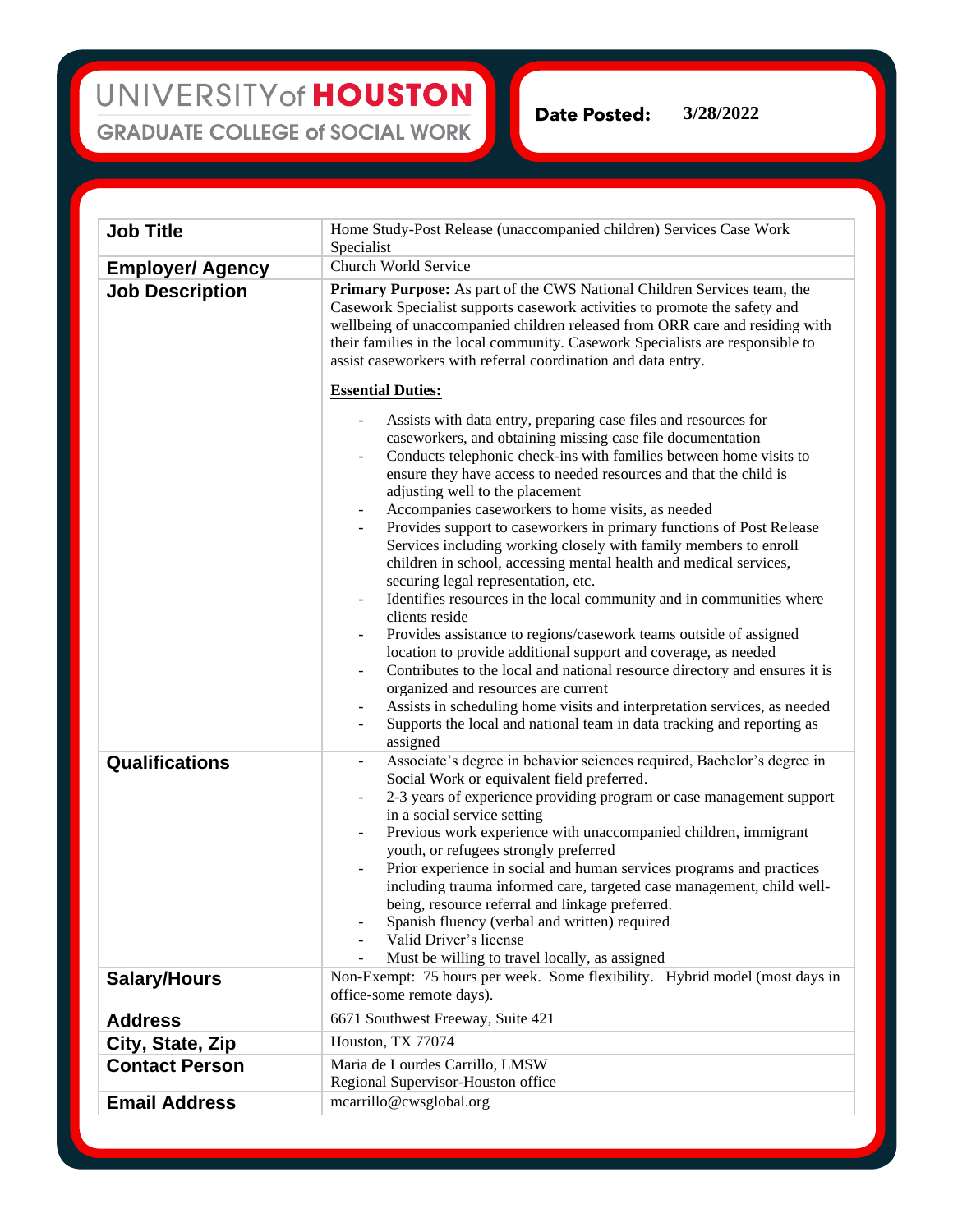UNIVERSITY of **HOUSTON**

GRADUATE COLLEGE of SOCIAL WORK

**Date Posted:** 3/28/2022

| | |
|---|---|
| **Job Title** | Home Study-Post Release (unaccompanied children) Services Case Work Specialist |
| **Employer/ Agency** | Church World Service |
| **Job Description** | **Primary Purpose:** As part of the CWS National Children Services team, the Casework Specialist supports casework activities to promote the safety and wellbeing of unaccompanied children released from ORR care and residing with their families in the local community. Casework Specialists are responsible to assist caseworkers with referral coordination and data entry.<br><br>**Essential Duties:**<br><br>- Assists with data entry, preparing case files and resources for caseworkers, and obtaining missing case file documentation<br>- Conducts telephonic check-ins with families between home visits to ensure they have access to needed resources and that the child is adjusting well to the placement<br>- Accompanies caseworkers to home visits, as needed<br>- Provides support to caseworkers in primary functions of Post Release Services including working closely with family members to enroll children in school, accessing mental health and medical services, securing legal representation, etc.<br>- Identifies resources in the local community and in communities where clients reside<br>- Provides assistance to regions/casework teams outside of assigned location to provide additional support and coverage, as needed<br>- Contributes to the local and national resource directory and ensures it is organized and resources are current<br>- Assists in scheduling home visits and interpretation services, as needed<br>- Supports the local and national team in data tracking and reporting as assigned |
| **Qualifications** | - Associate's degree in behavior sciences required, Bachelor's degree in Social Work or equivalent field preferred.<br>- 2-3 years of experience providing program or case management support in a social service setting<br>- Previous work experience with unaccompanied children, immigrant youth, or refugees strongly preferred<br>- Prior experience in social and human services programs and practices including trauma informed care, targeted case management, child well-being, resource referral and linkage preferred.<br>- Spanish fluency (verbal and written) required<br>- Valid Driver's license<br>- Must be willing to travel locally, as assigned |
| **Salary/Hours** | Non-Exempt: 75 hours per week. Some flexibility. Hybrid model (most days in office-some remote days). |
| **Address** | 6671 Southwest Freeway, Suite 421 |
| **City, State, Zip** | Houston, TX 77074 |
| **Contact Person** | Maria de Lourdes Carrillo, LMSW<br>Regional Supervisor-Houston office |
| **Email Address** | mcarrillo@cwsglobal.org |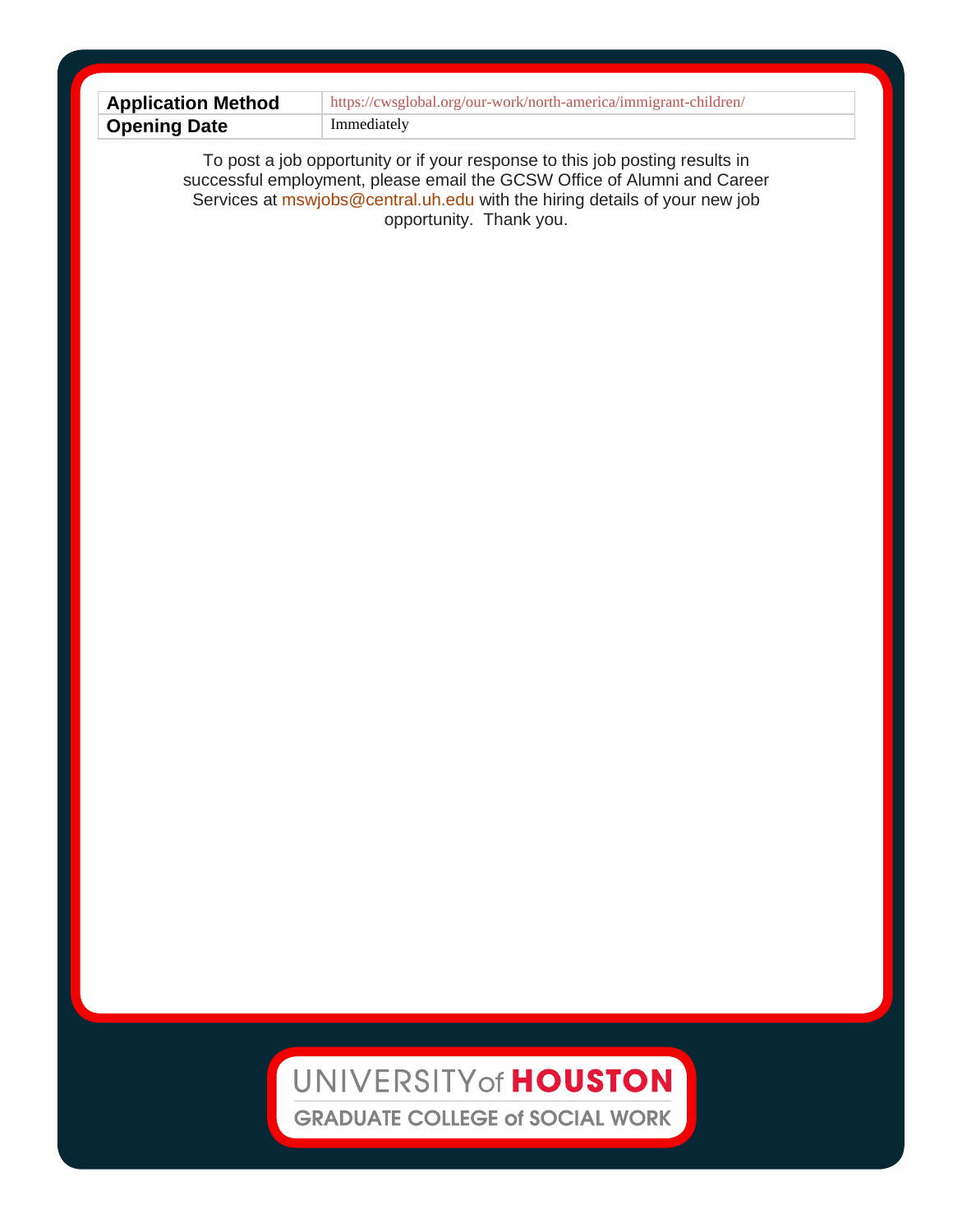| | |
|---|---|
| **Application Method** | https://cwsglobal.org/our-work/north-america/immigrant-children/ |
| **Opening Date** | Immediately |

To post a job opportunity or if your response to this job posting results in successful employment, please email the GCSW Office of Alumni and Career Services at mswjobs@central.uh.edu with the hiring details of your new job opportunity. Thank you.

UNIVERSITY of HOUSTON
GRADUATE COLLEGE of SOCIAL WORK